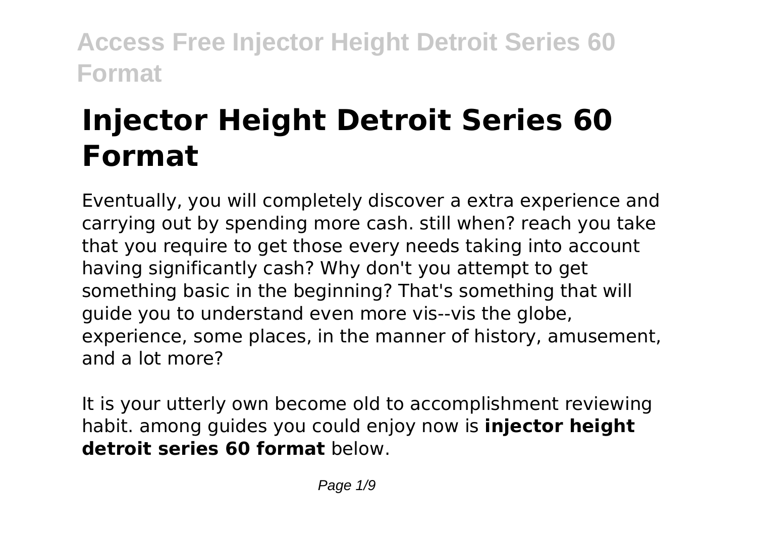# Injector Height Detroit Series 60 Format

Eventually, you will completely discover a extra experience and carrying out by spending more cash. still when? reach you take that you require to get those every needs taking into account having significantly cash? Why don't you attempt to get something basic in the beginning? That's something that will guide you to understand even more vis--vis the globe, experience, some places, in the manner of history, amusement, and a lot more?

It is your utterly own become old to accomplishment reviewing habit. among guides you could enjoy now is **injector height detroit series 60 format** below.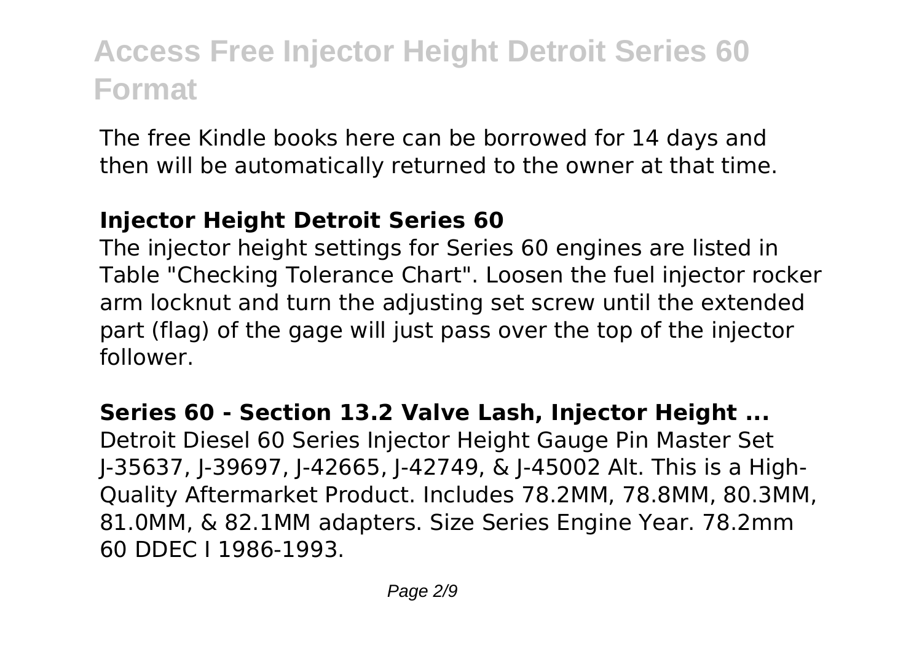The free Kindle books here can be borrowed for 14 days and then will be automatically returned to the owner at that time.

## Injector Height Detroit Series 60

The injector height settings for Series 60 engines are listed in Table "Checking Tolerance Chart". Loosen the fuel injector rocker arm locknut and turn the adjusting set screw until the extended part (flag) of the gage will just pass over the top of the injector follower.

## Series 60 - Section 13.2 Valve Lash, Injector Height ...

Detroit Diesel 60 Series Injector Height Gauge Pin Master Set J-35637, J-39697, J-42665, J-42749, & J-45002 Alt. This is a High-Quality Aftermarket Product. Includes 78.2MM, 78.8MM, 80.3MM, 81.0MM, & 82.1MM adapters. Size Series Engine Year. 78.2mm 60 DDEC I 1986-1993.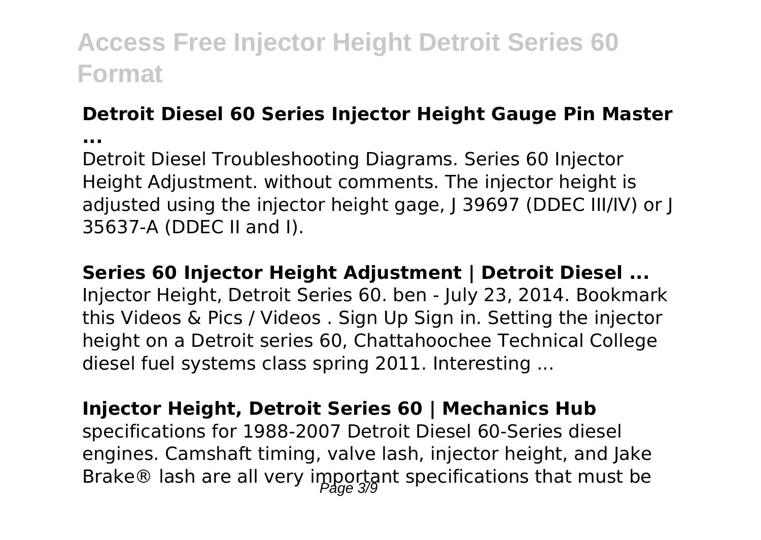### Detroit Diesel 60 Series Injector Height Gauge Pin Master ...

Detroit Diesel Troubleshooting Diagrams. Series 60 Injector Height Adjustment. without comments. The injector height is adjusted using the injector height gage, J 39697 (DDEC III/IV) or J 35637-A (DDEC II and I).

### Series 60 Injector Height Adjustment | Detroit Diesel ...

Injector Height, Detroit Series 60. ben - July 23, 2014. Bookmark this Videos & Pics / Videos . Sign Up Sign in. Setting the injector height on a Detroit series 60, Chattahoochee Technical College diesel fuel systems class spring 2011. Interesting ...

### Injector Height, Detroit Series 60 | Mechanics Hub

specifications for 1988-2007 Detroit Diesel 60-Series diesel engines. Camshaft timing, valve lash, injector height, and Jake Brake® lash are all very important specifications that must be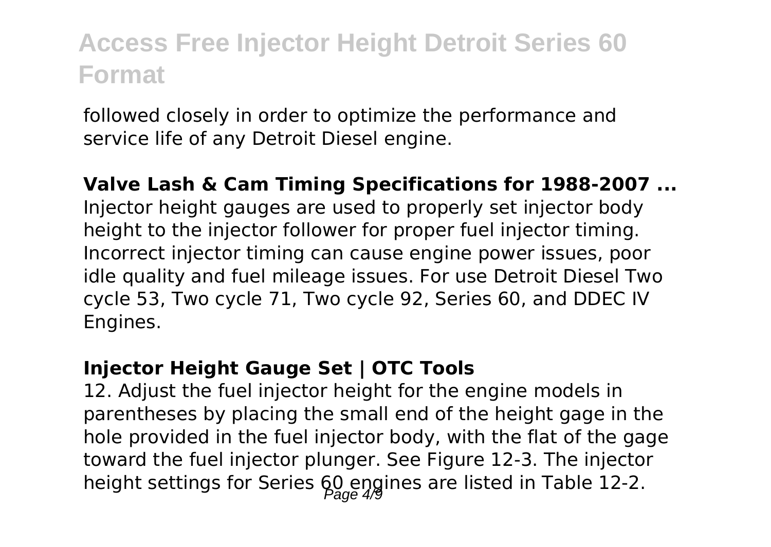followed closely in order to optimize the performance and service life of any Detroit Diesel engine.

**Valve Lash & Cam Timing Specifications for 1988-2007 ...**

Injector height gauges are used to properly set injector body height to the injector follower for proper fuel injector timing. Incorrect injector timing can cause engine power issues, poor idle quality and fuel mileage issues. For use Detroit Diesel Two cycle 53, Two cycle 71, Two cycle 92, Series 60, and DDEC IV Engines.

**Injector Height Gauge Set | OTC Tools**

12. Adjust the fuel injector height for the engine models in parentheses by placing the small end of the height gage in the hole provided in the fuel injector body, with the flat of the gage toward the fuel injector plunger. See Figure 12-3. The injector height settings for Series 60 engines are listed in Table 12-2.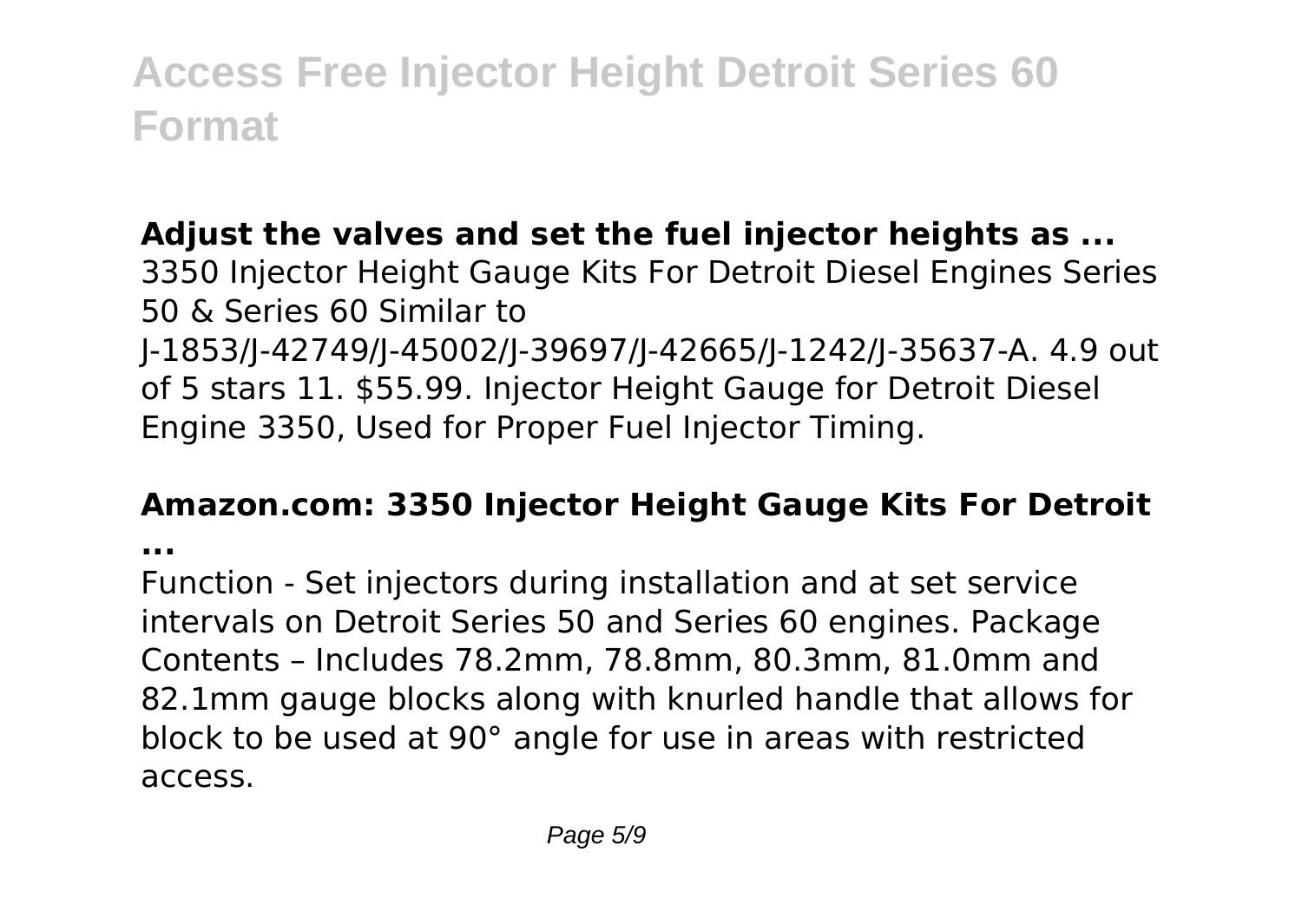**Adjust the valves and set the fuel injector heights as ...**

3350 Injector Height Gauge Kits For Detroit Diesel Engines Series 50 & Series 60 Similar to J-1853/J-42749/J-45002/J-39697/J-42665/J-1242/J-35637-A. 4.9 out of 5 stars 11. $55.99. Injector Height Gauge for Detroit Diesel Engine 3350, Used for Proper Fuel Injector Timing.

**Amazon.com: 3350 Injector Height Gauge Kits For Detroit ...**

Function - Set injectors during installation and at set service intervals on Detroit Series 50 and Series 60 engines. Package Contents – Includes 78.2mm, 78.8mm, 80.3mm, 81.0mm and 82.1mm gauge blocks along with knurled handle that allows for block to be used at 90° angle for use in areas with restricted access.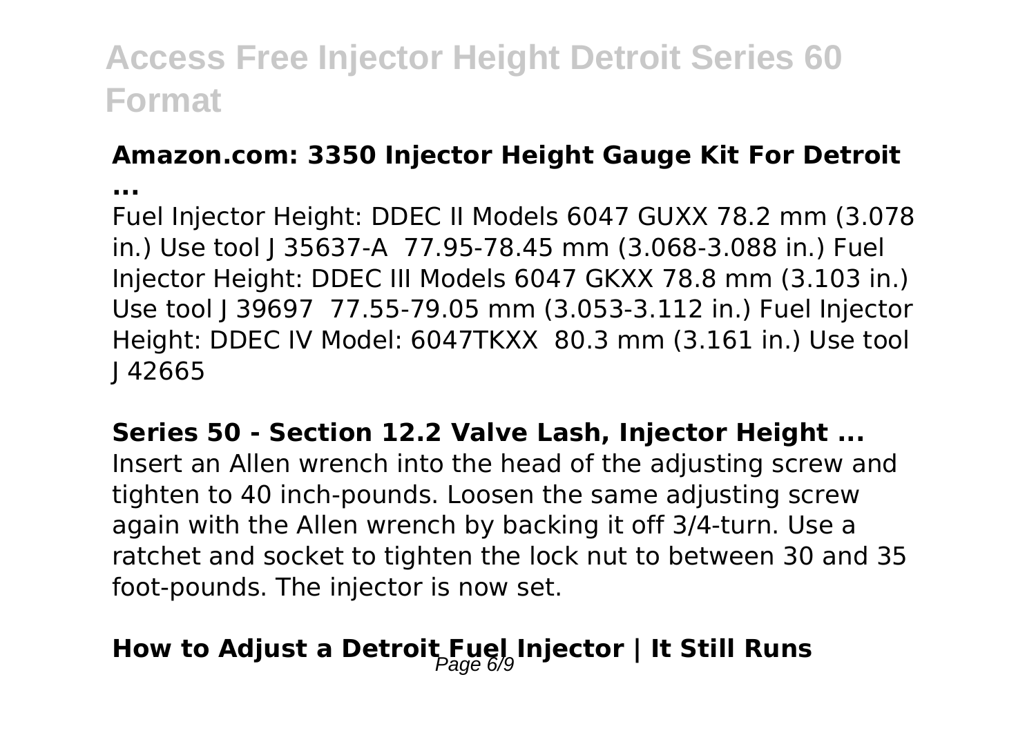**Amazon.com: 3350 Injector Height Gauge Kit For Detroit ...**

Fuel Injector Height: DDEC II Models 6047 GUXX 78.2 mm (3.078 in.) Use tool J 35637-A  77.95-78.45 mm (3.068-3.088 in.) Fuel Injector Height: DDEC III Models 6047 GKXX 78.8 mm (3.103 in.) Use tool J 39697  77.55-79.05 mm (3.053-3.112 in.) Fuel Injector Height: DDEC IV Model: 6047TKXX  80.3 mm (3.161 in.) Use tool J 42665

**Series 50 - Section 12.2 Valve Lash, Injector Height ...**

Insert an Allen wrench into the head of the adjusting screw and tighten to 40 inch-pounds. Loosen the same adjusting screw again with the Allen wrench by backing it off 3/4-turn. Use a ratchet and socket to tighten the lock nut to between 30 and 35 foot-pounds. The injector is now set.

## How to Adjust a Detroit Fuel Injector | It Still Runs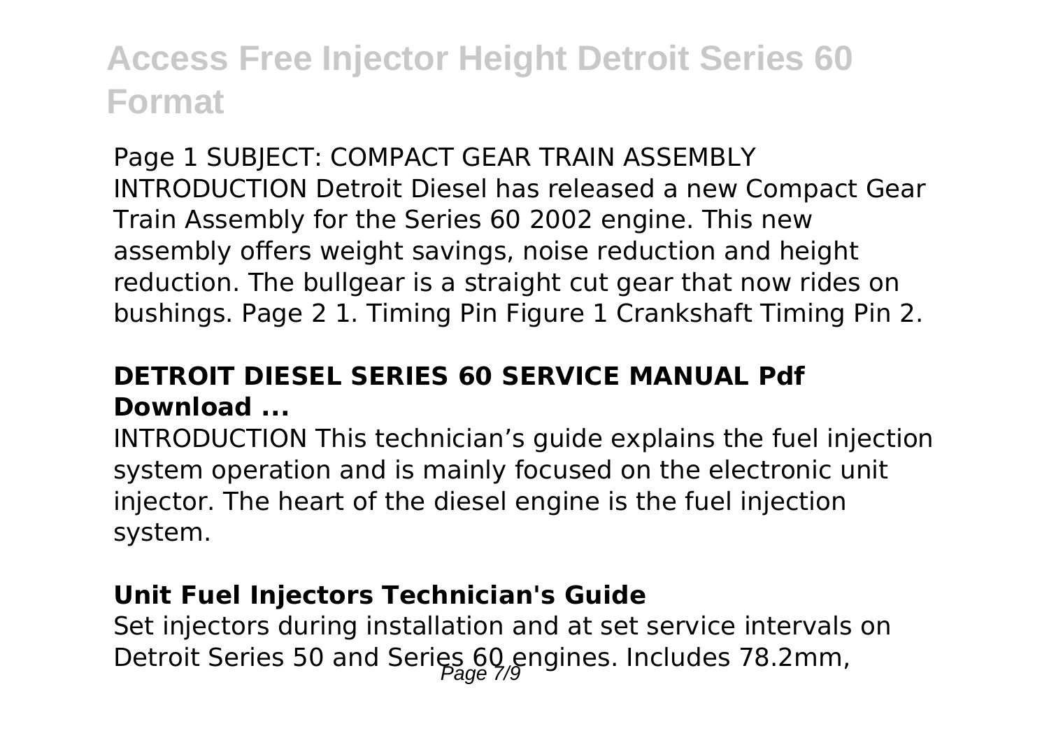Page 1 SUBJECT: COMPACT GEAR TRAIN ASSEMBLY INTRODUCTION Detroit Diesel has released a new Compact Gear Train Assembly for the Series 60 2002 engine. This new assembly offers weight savings, noise reduction and height reduction. The bullgear is a straight cut gear that now rides on bushings. Page 2 1. Timing Pin Figure 1 Crankshaft Timing Pin 2.

### DETROIT DIESEL SERIES 60 SERVICE MANUAL Pdf Download ...

INTRODUCTION This technician's guide explains the fuel injection system operation and is mainly focused on the electronic unit injector. The heart of the diesel engine is the fuel injection system.

### Unit Fuel Injectors Technician's Guide

Set injectors during installation and at set service intervals on Detroit Series 50 and Series 60 engines. Includes 78.2mm,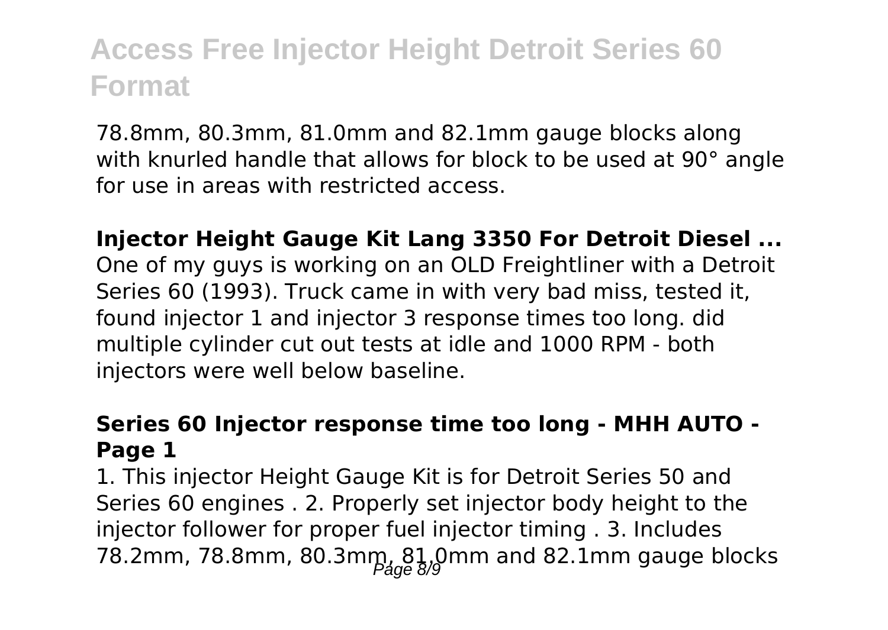78.8mm, 80.3mm, 81.0mm and 82.1mm gauge blocks along with knurled handle that allows for block to be used at 90° angle for use in areas with restricted access.

**Injector Height Gauge Kit Lang 3350 For Detroit Diesel ...**

One of my guys is working on an OLD Freightliner with a Detroit Series 60 (1993). Truck came in with very bad miss, tested it, found injector 1 and injector 3 response times too long. did multiple cylinder cut out tests at idle and 1000 RPM - both injectors were well below baseline.

**Series 60 Injector response time too long - MHH AUTO - Page 1**

1. This injector Height Gauge Kit is for Detroit Series 50 and Series 60 engines . 2. Properly set injector body height to the injector follower for proper fuel injector timing . 3. Includes 78.2mm, 78.8mm, 80.3mm, 81.0mm and 82.1mm gauge blocks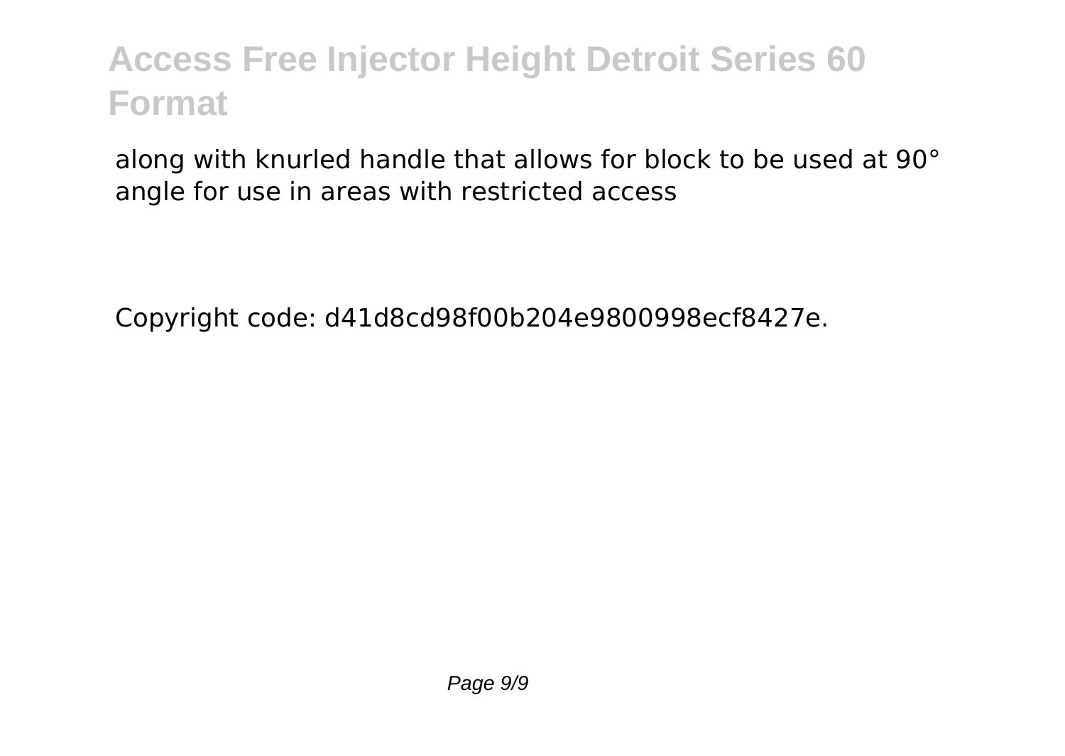along with knurled handle that allows for block to be used at 90° angle for use in areas with restricted access

Copyright code: d41d8cd98f00b204e9800998ecf8427e.